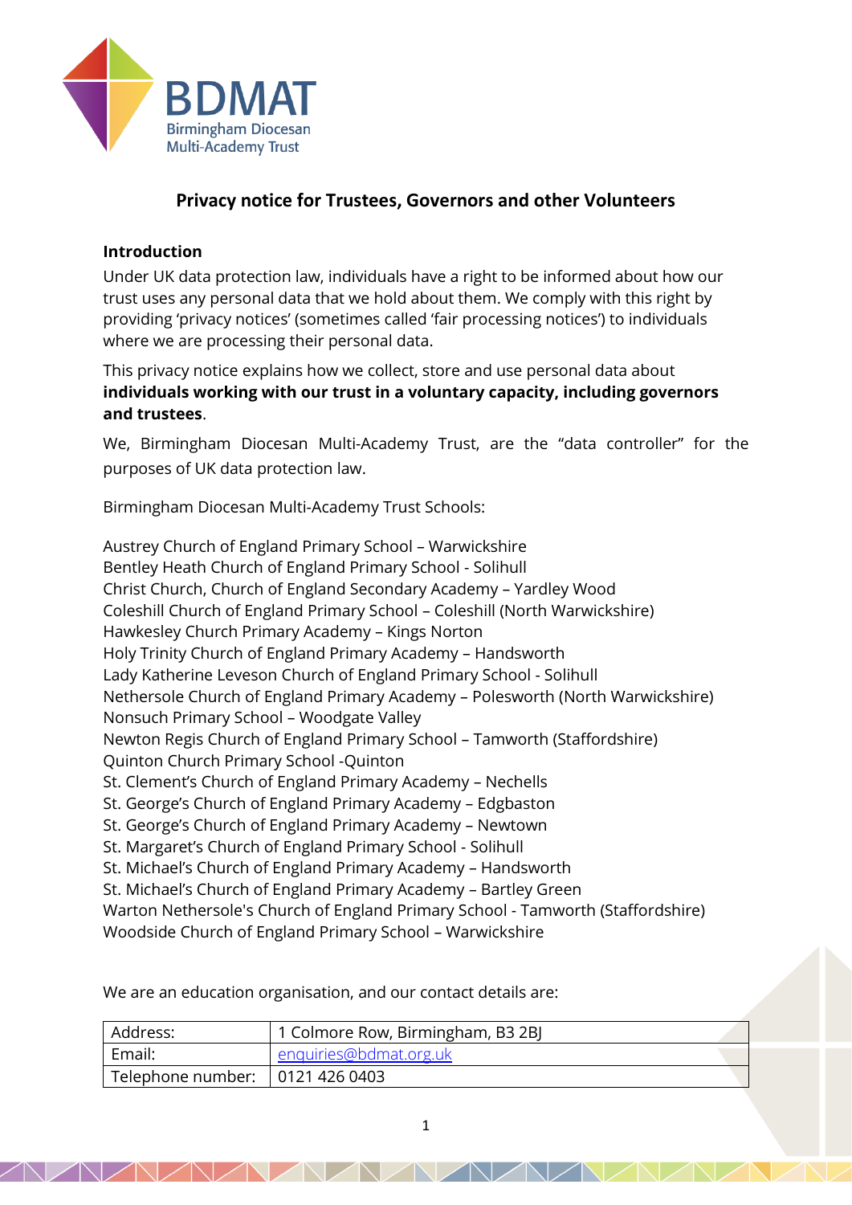BDMAT
Birmingham Diocesan
Multi-Academy Trust

# Privacy notice for Trustees, Governors and other Volunteers

## Introduction

Under UK data protection law, individuals have a right to be informed about how our trust uses any personal data that we hold about them. We comply with this right by providing 'privacy notices' (sometimes called 'fair processing notices') to individuals where we are processing their personal data.

This privacy notice explains how we collect, store and use personal data about **individuals working with our trust in a voluntary capacity, including governors and trustees**.

We, Birmingham Diocesan Multi-Academy Trust, are the "data controller" for the purposes of UK data protection law.

Birmingham Diocesan Multi-Academy Trust Schools:

Austrey Church of England Primary School – Warwickshire
Bentley Heath Church of England Primary School - Solihull
Christ Church, Church of England Secondary Academy – Yardley Wood
Coleshill Church of England Primary School – Coleshill (North Warwickshire)
Hawkesley Church Primary Academy – Kings Norton
Holy Trinity Church of England Primary Academy – Handsworth
Lady Katherine Leveson Church of England Primary School - Solihull
Nethersole Church of England Primary Academy – Polesworth (North Warwickshire)
Nonsuch Primary School – Woodgate Valley
Newton Regis Church of England Primary School – Tamworth (Staffordshire)
Quinton Church Primary School -Quinton
St. Clement's Church of England Primary Academy – Nechells
St. George's Church of England Primary Academy – Edgbaston
St. George's Church of England Primary Academy – Newtown
St. Margaret's Church of England Primary School - Solihull
St. Michael's Church of England Primary Academy – Handsworth
St. Michael's Church of England Primary Academy – Bartley Green
Warton Nethersole's Church of England Primary School - Tamworth (Staffordshire)
Woodside Church of England Primary School – Warwickshire

We are an education organisation, and our contact details are:

| Address: | 1 Colmore Row, Birmingham, B3 2BJ |
|---|---|
| Email: | enquiries@bdmat.org.uk |
| Telephone number: | 0121 426 0403 |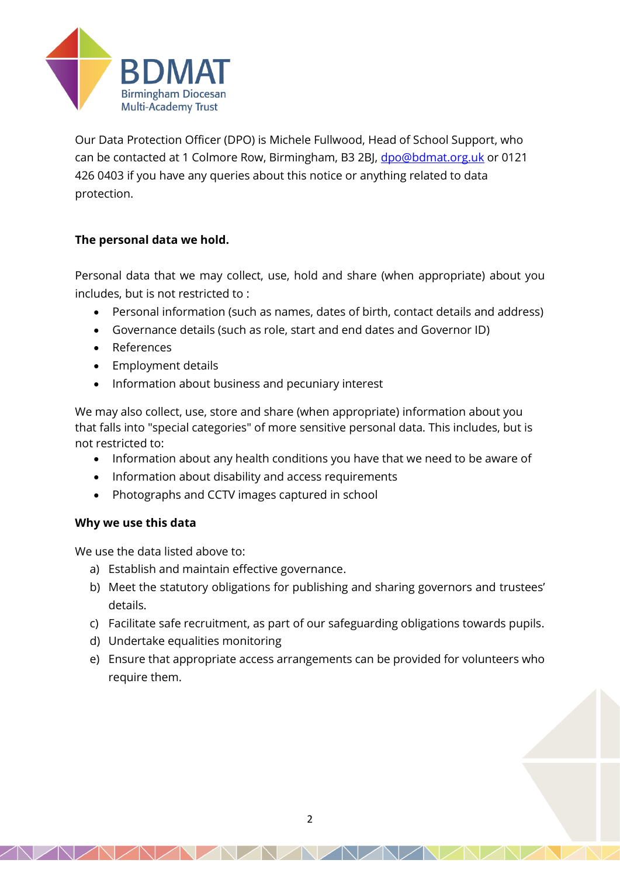Our Data Protection Officer (DPO) is Michele Fullwood, Head of School Support, who can be contacted at 1 Colmore Row, Birmingham, B3 2BJ, dpo@bdmat.org.uk or 0121 426 0403 if you have any queries about this notice or anything related to data protection.

**The personal data we hold.**

Personal data that we may collect, use, hold and share (when appropriate) about you includes, but is not restricted to :

- Personal information (such as names, dates of birth, contact details and address)
- Governance details (such as role, start and end dates and Governor ID)
- References
- Employment details
- Information about business and pecuniary interest

We may also collect, use, store and share (when appropriate) information about you that falls into "special categories" of more sensitive personal data. This includes, but is not restricted to:

- Information about any health conditions you have that we need to be aware of
- Information about disability and access requirements
- Photographs and CCTV images captured in school

**Why we use this data**

We use the data listed above to:

a) Establish and maintain effective governance.
b) Meet the statutory obligations for publishing and sharing governors and trustees' details.
c) Facilitate safe recruitment, as part of our safeguarding obligations towards pupils.
d) Undertake equalities monitoring
e) Ensure that appropriate access arrangements can be provided for volunteers who require them.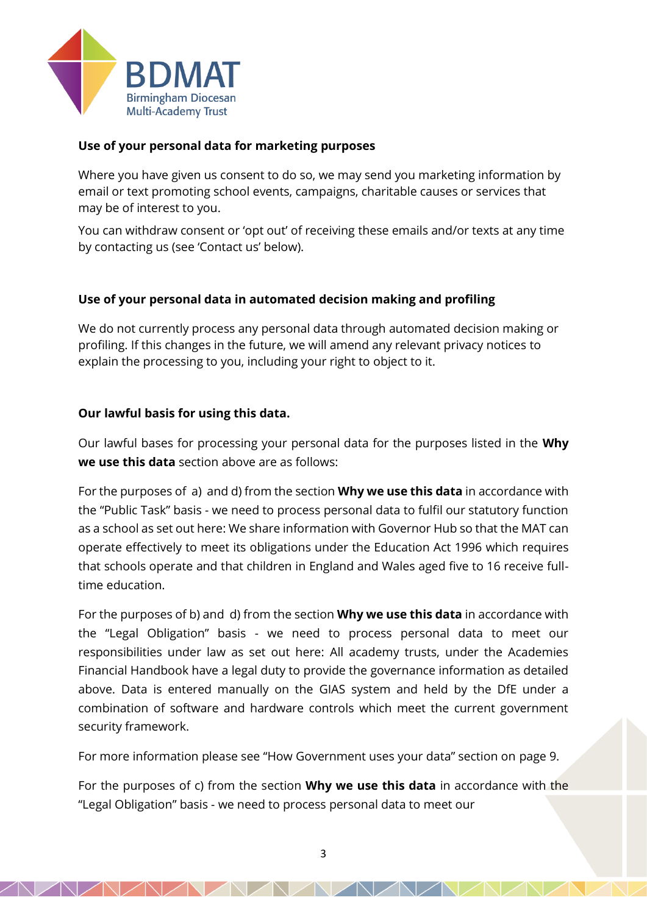**Use of your personal data for marketing purposes**

Where you have given us consent to do so, we may send you marketing information by email or text promoting school events, campaigns, charitable causes or services that may be of interest to you.

You can withdraw consent or 'opt out' of receiving these emails and/or texts at any time by contacting us (see 'Contact us' below).

**Use of your personal data in automated decision making and profiling**

We do not currently process any personal data through automated decision making or profiling. If this changes in the future, we will amend any relevant privacy notices to explain the processing to you, including your right to object to it.

**Our lawful basis for using this data.**

Our lawful bases for processing your personal data for the purposes listed in the **Why we use this data** section above are as follows:

For the purposes of a) and d) from the section **Why we use this data** in accordance with the "Public Task" basis - we need to process personal data to fulfil our statutory function as a school as set out here: We share information with Governor Hub so that the MAT can operate effectively to meet its obligations under the Education Act 1996 which requires that schools operate and that children in England and Wales aged five to 16 receive full-time education.

For the purposes of b) and d) from the section **Why we use this data** in accordance with the "Legal Obligation" basis - we need to process personal data to meet our responsibilities under law as set out here: All academy trusts, under the Academies Financial Handbook have a legal duty to provide the governance information as detailed above. Data is entered manually on the GIAS system and held by the DfE under a combination of software and hardware controls which meet the current government security framework.

For more information please see "How Government uses your data" section on page 9.

For the purposes of c) from the section **Why we use this data** in accordance with the "Legal Obligation" basis - we need to process personal data to meet our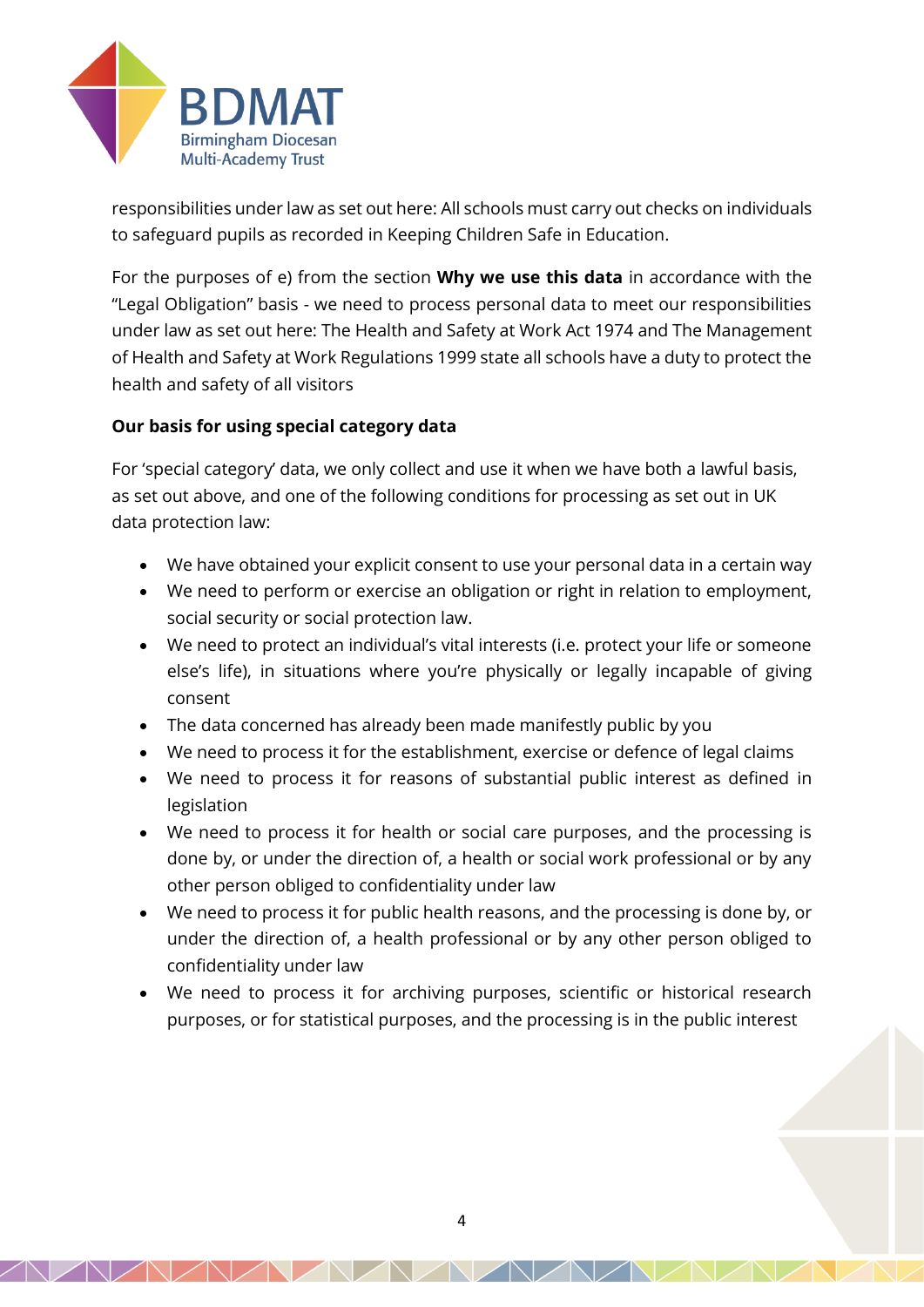responsibilities under law as set out here: All schools must carry out checks on individuals to safeguard pupils as recorded in Keeping Children Safe in Education.

For the purposes of e) from the section **Why we use this data** in accordance with the "Legal Obligation" basis - we need to process personal data to meet our responsibilities under law as set out here: The Health and Safety at Work Act 1974 and The Management of Health and Safety at Work Regulations 1999 state all schools have a duty to protect the health and safety of all visitors

**Our basis for using special category data**

For 'special category' data, we only collect and use it when we have both a lawful basis, as set out above, and one of the following conditions for processing as set out in UK data protection law:

- We have obtained your explicit consent to use your personal data in a certain way
- We need to perform or exercise an obligation or right in relation to employment, social security or social protection law.
- We need to protect an individual's vital interests (i.e. protect your life or someone else's life), in situations where you're physically or legally incapable of giving consent
- The data concerned has already been made manifestly public by you
- We need to process it for the establishment, exercise or defence of legal claims
- We need to process it for reasons of substantial public interest as defined in legislation
- We need to process it for health or social care purposes, and the processing is done by, or under the direction of, a health or social work professional or by any other person obliged to confidentiality under law
- We need to process it for public health reasons, and the processing is done by, or under the direction of, a health professional or by any other person obliged to confidentiality under law
- We need to process it for archiving purposes, scientific or historical research purposes, or for statistical purposes, and the processing is in the public interest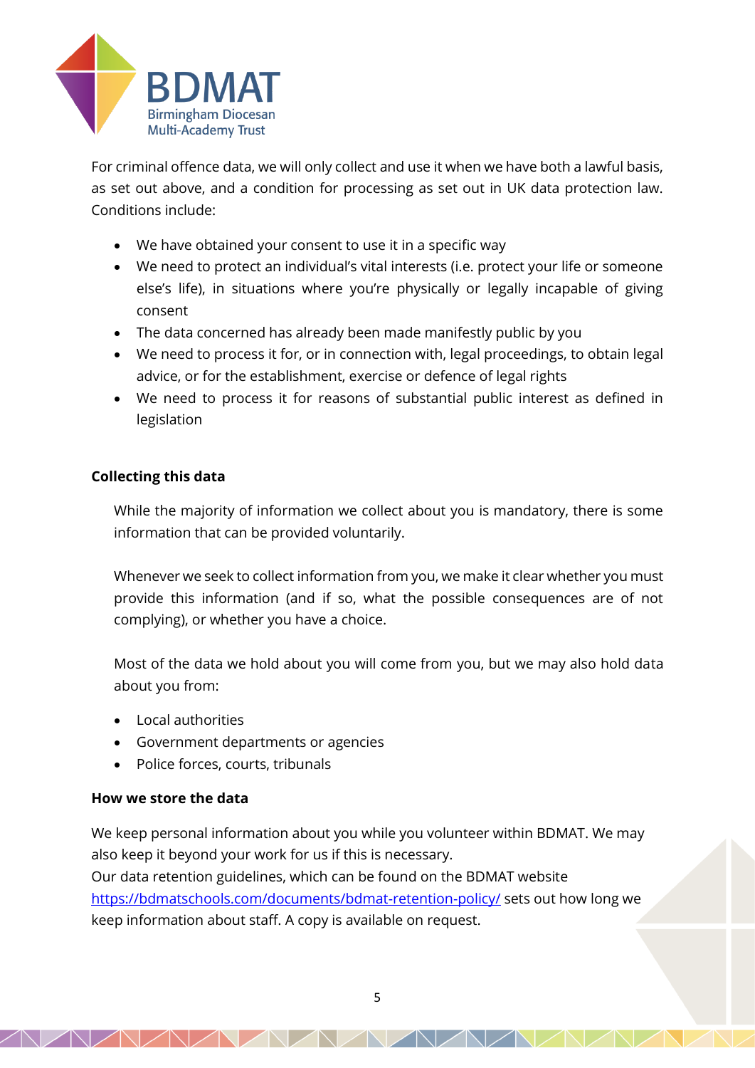For criminal offence data, we will only collect and use it when we have both a lawful basis, as set out above, and a condition for processing as set out in UK data protection law. Conditions include:

- We have obtained your consent to use it in a specific way
- We need to protect an individual's vital interests (i.e. protect your life or someone else's life), in situations where you're physically or legally incapable of giving consent
- The data concerned has already been made manifestly public by you
- We need to process it for, or in connection with, legal proceedings, to obtain legal advice, or for the establishment, exercise or defence of legal rights
- We need to process it for reasons of substantial public interest as defined in legislation

**Collecting this data**

While the majority of information we collect about you is mandatory, there is some information that can be provided voluntarily.

Whenever we seek to collect information from you, we make it clear whether you must provide this information (and if so, what the possible consequences are of not complying), or whether you have a choice.

Most of the data we hold about you will come from you, but we may also hold data about you from:

- Local authorities
- Government departments or agencies
- Police forces, courts, tribunals

**How we store the data**

We keep personal information about you while you volunteer within BDMAT. We may also keep it beyond your work for us if this is necessary.
Our data retention guidelines, which can be found on the BDMAT website [https://bdmatschools.com/documents/bdmat-retention-policy/](https://bdmatschools.com/documents/bdmat-retention-policy/) sets out how long we keep information about staff. A copy is available on request.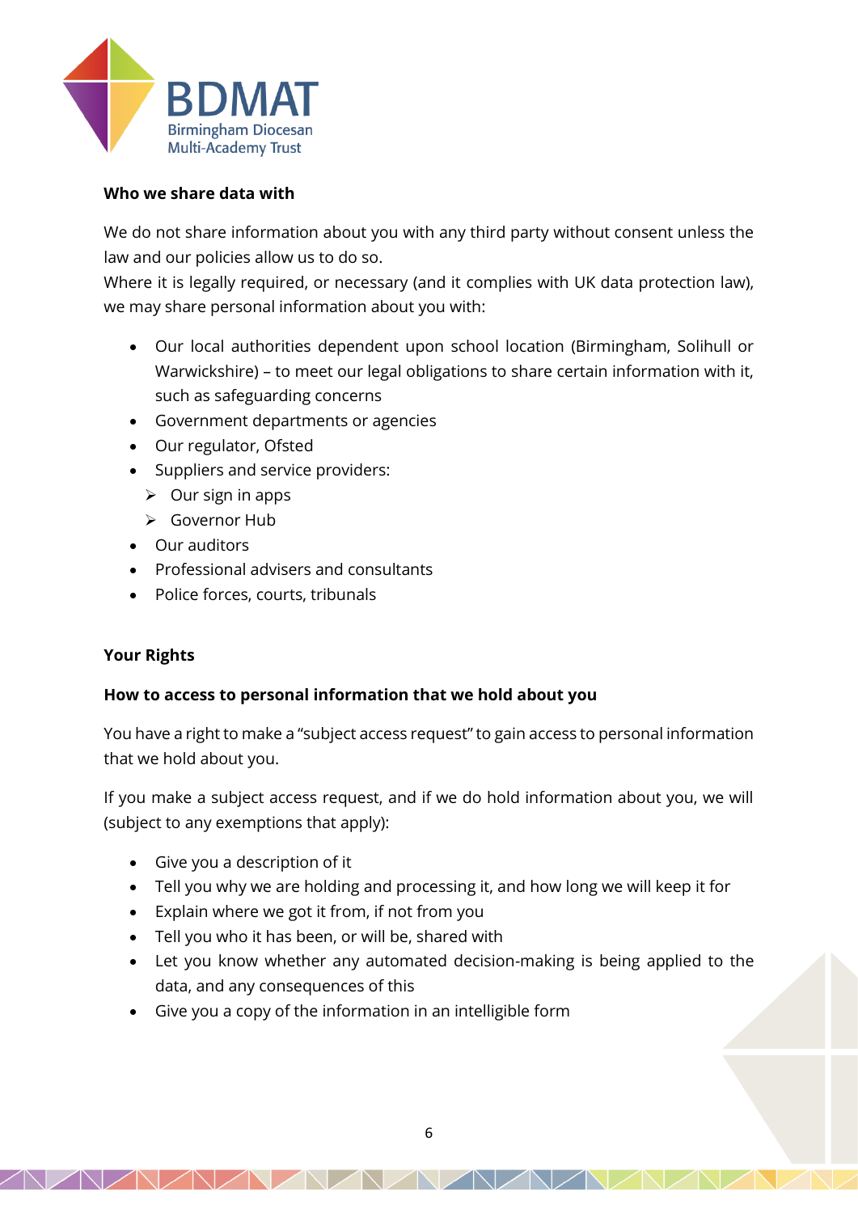### Who we share data with

We do not share information about you with any third party without consent unless the law and our policies allow us to do so.
Where it is legally required, or necessary (and it complies with UK data protection law), we may share personal information about you with:

- Our local authorities dependent upon school location (Birmingham, Solihull or Warwickshire) – to meet our legal obligations to share certain information with it, such as safeguarding concerns
- Government departments or agencies
- Our regulator, Ofsted
- Suppliers and service providers:
  - Our sign in apps
  - Governor Hub
- Our auditors
- Professional advisers and consultants
- Police forces, courts, tribunals

### Your Rights

### How to access to personal information that we hold about you

You have a right to make a "subject access request" to gain access to personal information that we hold about you.

If you make a subject access request, and if we do hold information about you, we will (subject to any exemptions that apply):

- Give you a description of it
- Tell you why we are holding and processing it, and how long we will keep it for
- Explain where we got it from, if not from you
- Tell you who it has been, or will be, shared with
- Let you know whether any automated decision-making is being applied to the data, and any consequences of this
- Give you a copy of the information in an intelligible form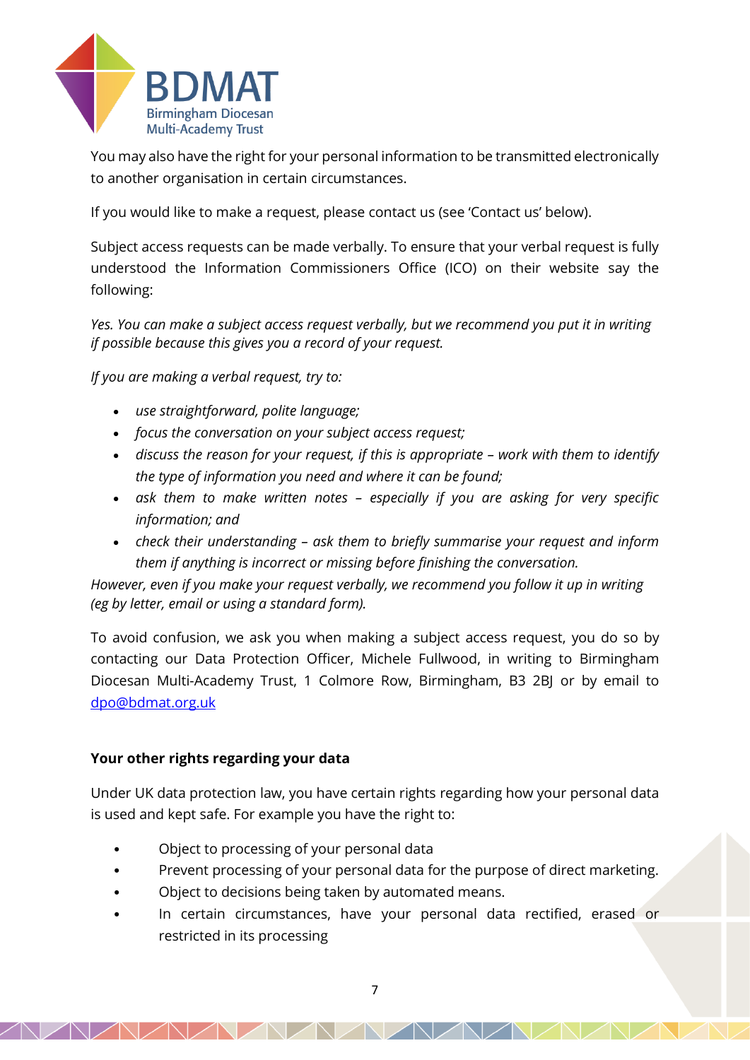You may also have the right for your personal information to be transmitted electronically to another organisation in certain circumstances.

If you would like to make a request, please contact us (see 'Contact us' below).

Subject access requests can be made verbally. To ensure that your verbal request is fully understood the Information Commissioners Office (ICO) on their website say the following:

*Yes. You can make a subject access request verbally, but we recommend you put it in writing if possible because this gives you a record of your request.*

*If you are making a verbal request, try to:*

- *use straightforward, polite language;*
- *focus the conversation on your subject access request;*
- *discuss the reason for your request, if this is appropriate – work with them to identify the type of information you need and where it can be found;*
- *ask them to make written notes – especially if you are asking for very specific information; and*
- *check their understanding – ask them to briefly summarise your request and inform them if anything is incorrect or missing before finishing the conversation.*

*However, even if you make your request verbally, we recommend you follow it up in writing (eg by letter, email or using a standard form).*

To avoid confusion, we ask you when making a subject access request, you do so by contacting our Data Protection Officer, Michele Fullwood, in writing to Birmingham Diocesan Multi-Academy Trust, 1 Colmore Row, Birmingham, B3 2BJ or by email to dpo@bdmat.org.uk

**Your other rights regarding your data**

Under UK data protection law, you have certain rights regarding how your personal data is used and kept safe. For example you have the right to:

- Object to processing of your personal data
- Prevent processing of your personal data for the purpose of direct marketing.
- Object to decisions being taken by automated means.
- In certain circumstances, have your personal data rectified, erased or restricted in its processing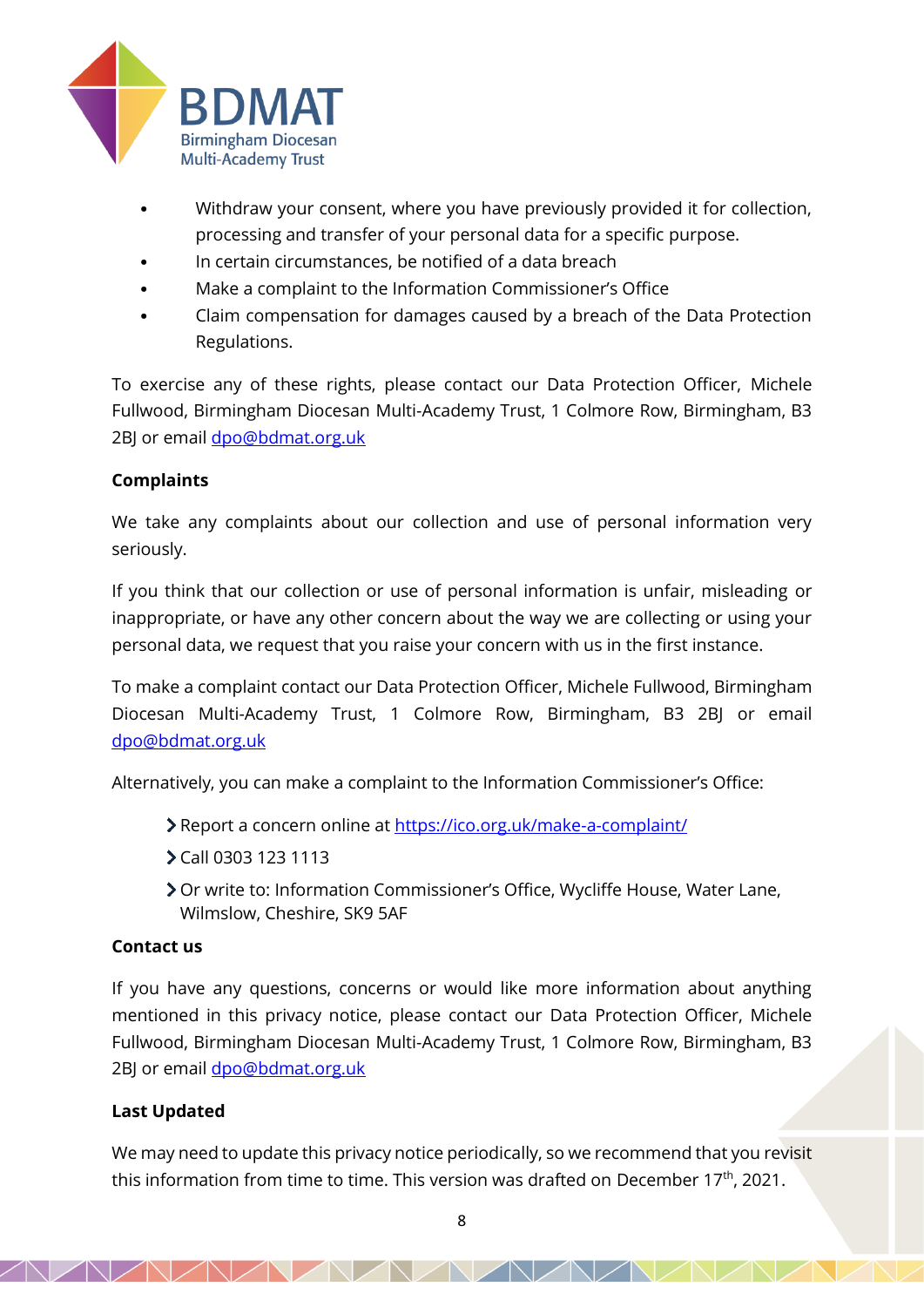- Withdraw your consent, where you have previously provided it for collection, processing and transfer of your personal data for a specific purpose.
- In certain circumstances, be notified of a data breach
- Make a complaint to the Information Commissioner's Office
- Claim compensation for damages caused by a breach of the Data Protection Regulations.

To exercise any of these rights, please contact our Data Protection Officer, Michele Fullwood, Birmingham Diocesan Multi-Academy Trust, 1 Colmore Row, Birmingham, B3 2BJ or email dpo@bdmat.org.uk

**Complaints**

We take any complaints about our collection and use of personal information very seriously.

If you think that our collection or use of personal information is unfair, misleading or inappropriate, or have any other concern about the way we are collecting or using your personal data, we request that you raise your concern with us in the first instance.

To make a complaint contact our Data Protection Officer, Michele Fullwood, Birmingham Diocesan Multi-Academy Trust, 1 Colmore Row, Birmingham, B3 2BJ or email dpo@bdmat.org.uk

Alternatively, you can make a complaint to the Information Commissioner's Office:

- Report a concern online at https://ico.org.uk/make-a-complaint/
- Call 0303 123 1113
- Or write to: Information Commissioner's Office, Wycliffe House, Water Lane, Wilmslow, Cheshire, SK9 5AF

**Contact us**

If you have any questions, concerns or would like more information about anything mentioned in this privacy notice, please contact our Data Protection Officer, Michele Fullwood, Birmingham Diocesan Multi-Academy Trust, 1 Colmore Row, Birmingham, B3 2BJ or email dpo@bdmat.org.uk

**Last Updated**

We may need to update this privacy notice periodically, so we recommend that you revisit this information from time to time. This version was drafted on December 17th, 2021.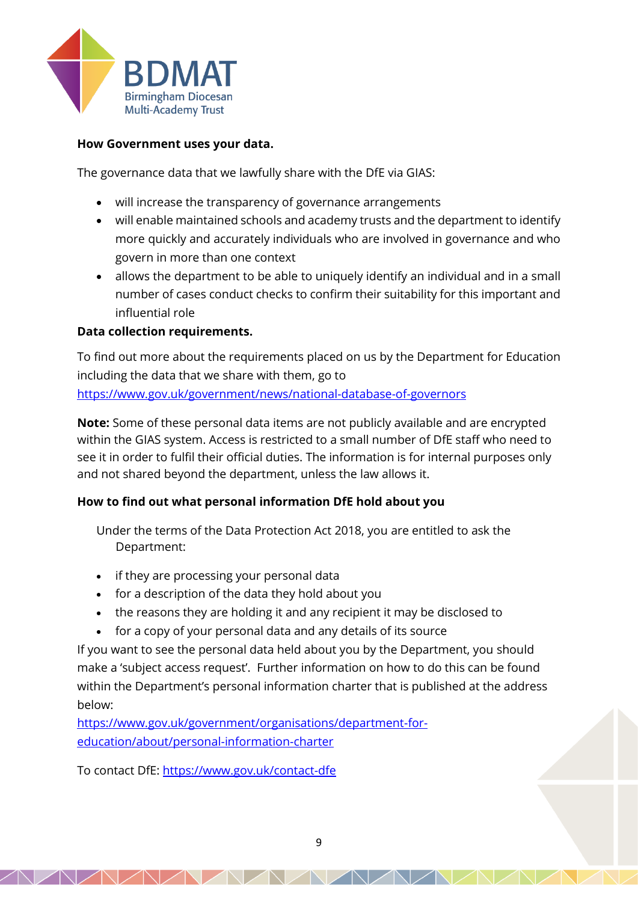**How Government uses your data.**

The governance data that we lawfully share with the DfE via GIAS:

- will increase the transparency of governance arrangements
- will enable maintained schools and academy trusts and the department to identify more quickly and accurately individuals who are involved in governance and who govern in more than one context
- allows the department to be able to uniquely identify an individual and in a small number of cases conduct checks to confirm their suitability for this important and influential role

**Data collection requirements.**

To find out more about the requirements placed on us by the Department for Education including the data that we share with them, go to https://www.gov.uk/government/news/national-database-of-governors

**Note:** Some of these personal data items are not publicly available and are encrypted within the GIAS system. Access is restricted to a small number of DfE staff who need to see it in order to fulfil their official duties. The information is for internal purposes only and not shared beyond the department, unless the law allows it.

**How to find out what personal information DfE hold about you**

Under the terms of the Data Protection Act 2018, you are entitled to ask the Department:

- if they are processing your personal data
- for a description of the data they hold about you
- the reasons they are holding it and any recipient it may be disclosed to
- for a copy of your personal data and any details of its source

If you want to see the personal data held about you by the Department, you should make a 'subject access request'. Further information on how to do this can be found within the Department's personal information charter that is published at the address below:

https://www.gov.uk/government/organisations/department-for-education/about/personal-information-charter

To contact DfE: https://www.gov.uk/contact-dfe